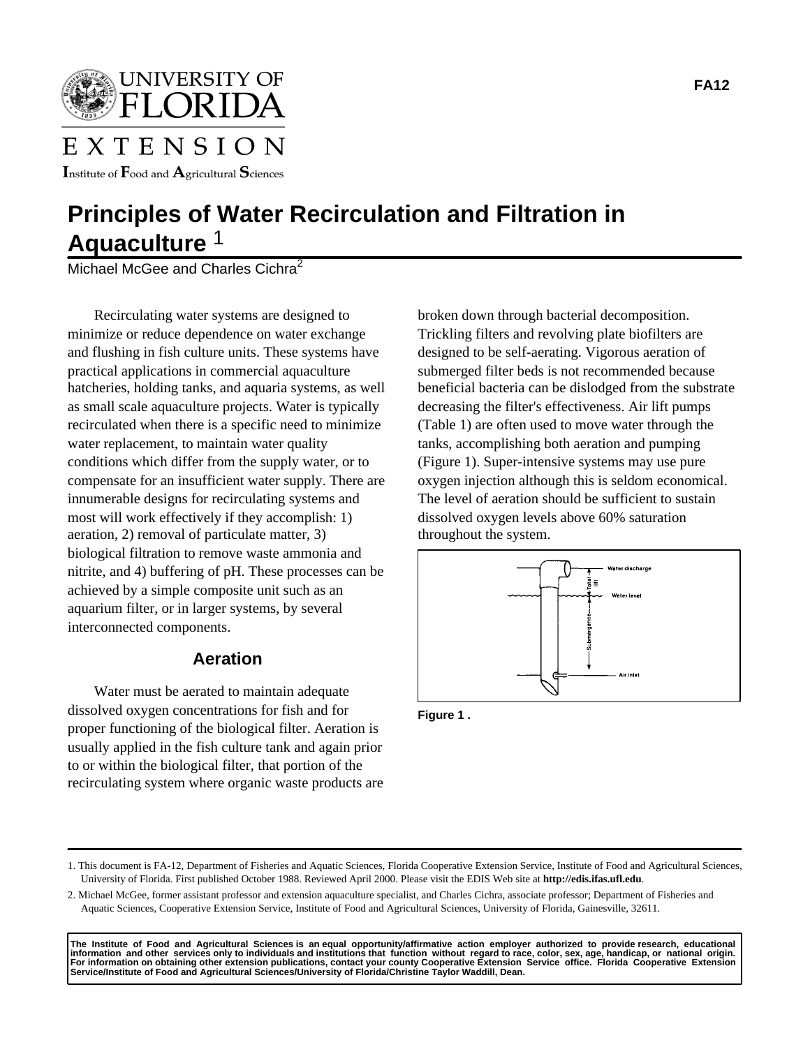# Principles of Water Recirculation and Filtration in Aquaculture [1]

Michael McGee and Charles Cichra[2]

Recirculating water systems are designed to minimize or reduce dependence on water exchange and flushing in fish culture units. These systems have practical applications in commercial aquaculture hatcheries, holding tanks, and aquaria systems, as well as small scale aquaculture projects. Water is typically recirculated when there is a specific need to minimize water replacement, to maintain water quality conditions which differ from the supply water, or to compensate for an insufficient water supply. There are innumerable designs for recirculating systems and most will work effectively if they accomplish: 1) aeration, 2) removal of particulate matter, 3) biological filtration to remove waste ammonia and nitrite, and 4) buffering of pH. These processes can be achieved by a simple composite unit such as an aquarium filter, or in larger systems, by several interconnected components.

## Aeration

Water must be aerated to maintain adequate dissolved oxygen concentrations for fish and for proper functioning of the biological filter. Aeration is usually applied in the fish culture tank and again prior to or within the biological filter, that portion of the recirculating system where organic waste products are broken down through bacterial decomposition. Trickling filters and revolving plate biofilters are designed to be self-aerating. Vigorous aeration of submerged filter beds is not recommended because beneficial bacteria can be dislodged from the substrate decreasing the filter's effectiveness. Air lift pumps (Table 1) are often used to move water through the tanks, accomplishing both aeration and pumping (Figure 1). Super-intensive systems may use pure oxygen injection although this is seldom economical. The level of aeration should be sufficient to sustain dissolved oxygen levels above 60% saturation throughout the system.

Water discharge

Total lift

Water level

Submergence

Air inlet

**Figure 1 .**

1. This document is FA-12, Department of Fisheries and Aquatic Sciences, Florida Cooperative Extension Service, Institute of Food and Agricultural Sciences, University of Florida. First published October 1988. Reviewed April 2000. Please visit the EDIS Web site at **http://edis.ifas.ufl.edu**.

2. Michael McGee, former assistant professor and extension aquaculture specialist, and Charles Cichra, associate professor; Department of Fisheries and Aquatic Sciences, Cooperative Extension Service, Institute of Food and Agricultural Sciences, University of Florida, Gainesville, 32611.

**The Institute of Food and Agricultural Sciences is an equal opportunity/affirmative action employer authorized to provide research, educational information and other services only to individuals and institutions that function without regard to race, color, sex, age, handicap, or national origin. For information on obtaining other extension publications, contact your county Cooperative Extension Service office. Florida Cooperative Extension Service/Institute of Food and Agricultural Sciences/University of Florida/Christine Taylor Waddill, Dean.**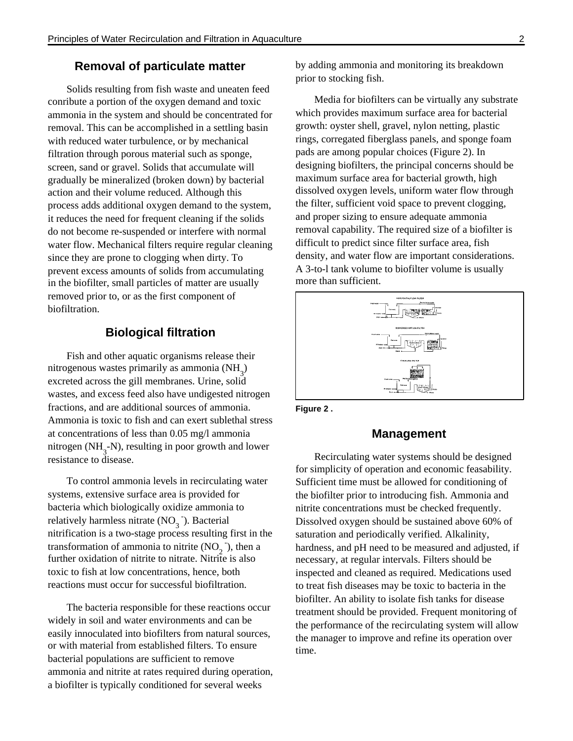## Removal of particulate matter

Solids resulting from fish waste and uneaten feed conribute a portion of the oxygen demand and toxic ammonia in the system and should be concentrated for removal. This can be accomplished in a settling basin with reduced water turbulence, or by mechanical filtration through porous material such as sponge, screen, sand or gravel. Solids that accumulate will gradually be mineralized (broken down) by bacterial action and their volume reduced. Although this process adds additional oxygen demand to the system, it reduces the need for frequent cleaning if the solids do not become re-suspended or interfere with normal water flow. Mechanical filters require regular cleaning since they are prone to clogging when dirty. To prevent excess amounts of solids from accumulating in the biofilter, small particles of matter are usually removed prior to, or as the first component of biofiltration.

## Biological filtration

Fish and other aquatic organisms release their nitrogenous wastes primarily as ammonia ($NH_3$) excreted across the gill membranes. Urine, solid wastes, and excess feed also have undigested nitrogen fractions, and are additional sources of ammonia. Ammonia is toxic to fish and can exert sublethal stress at concentrations of less than 0.05 mg/l ammonia nitrogen ($NH_3$-N), resulting in poor growth and lower resistance to disease.

To control ammonia levels in recirculating water systems, extensive surface area is provided for bacteria which biologically oxidize ammonia to relatively harmless nitrate ($NO_3^-$). Bacterial nitrification is a two-stage process resulting first in the transformation of ammonia to nitrite ($NO_2^-$), then a further oxidation of nitrite to nitrate. Nitrite is also toxic to fish at low concentrations, hence, both reactions must occur for successful biofiltration.

The bacteria responsible for these reactions occur widely in soil and water environments and can be easily innoculated into biofilters from natural sources, or with material from established filters. To ensure bacterial populations are sufficient to remove ammonia and nitrite at rates required during operation, a biofilter is typically conditioned for several weeks by adding ammonia and monitoring its breakdown prior to stocking fish.

Media for biofilters can be virtually any substrate which provides maximum surface area for bacterial growth: oyster shell, gravel, nylon netting, plastic rings, corregated fiberglass panels, and sponge foam pads are among popular choices (Figure 2). In designing biofilters, the principal concerns should be maximum surface area for bacterial growth, high dissolved oxygen levels, uniform water flow through the filter, sufficient void space to prevent clogging, and proper sizing to ensure adequate ammonia removal capability. The required size of a biofilter is difficult to predict since filter surface area, fish density, and water flow are important considerations. A 3-to-l tank volume to biofilter volume is usually more than sufficient.

**Figure 2 .**

## Management

Recirculating water systems should be designed for simplicity of operation and economic feasability. Sufficient time must be allowed for conditioning of the biofilter prior to introducing fish. Ammonia and nitrite concentrations must be checked frequently. Dissolved oxygen should be sustained above 60% of saturation and periodically verified. Alkalinity, hardness, and pH need to be measured and adjusted, if necessary, at regular intervals. Filters should be inspected and cleaned as required. Medications used to treat fish diseases may be toxic to bacteria in the biofilter. An ability to isolate fish tanks for disease treatment should be provided. Frequent monitoring of the performance of the recirculating system will allow the manager to improve and refine its operation over time.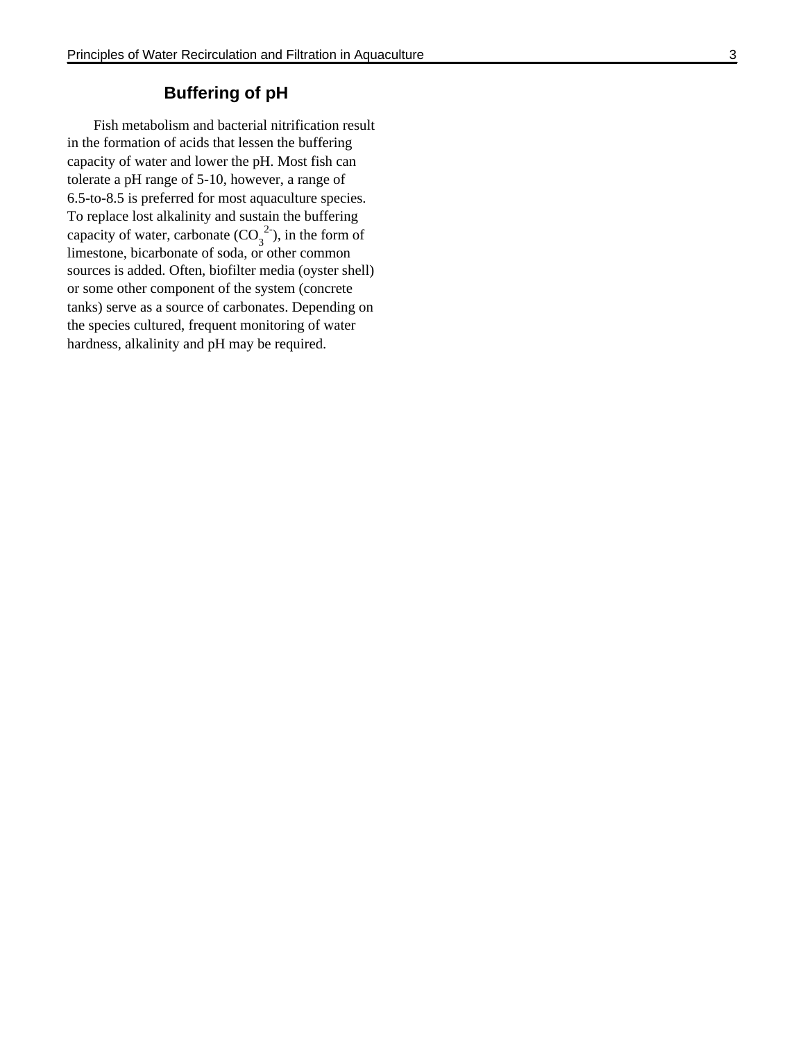## Buffering of pH

Fish metabolism and bacterial nitrification result in the formation of acids that lessen the buffering capacity of water and lower the pH. Most fish can tolerate a pH range of 5-10, however, a range of 6.5-to-8.5 is preferred for most aquaculture species. To replace lost alkalinity and sustain the buffering capacity of water, carbonate ($CO_3^{2-}$), in the form of limestone, bicarbonate of soda, or other common sources is added. Often, biofilter media (oyster shell) or some other component of the system (concrete tanks) serve as a source of carbonates. Depending on the species cultured, frequent monitoring of water hardness, alkalinity and pH may be required.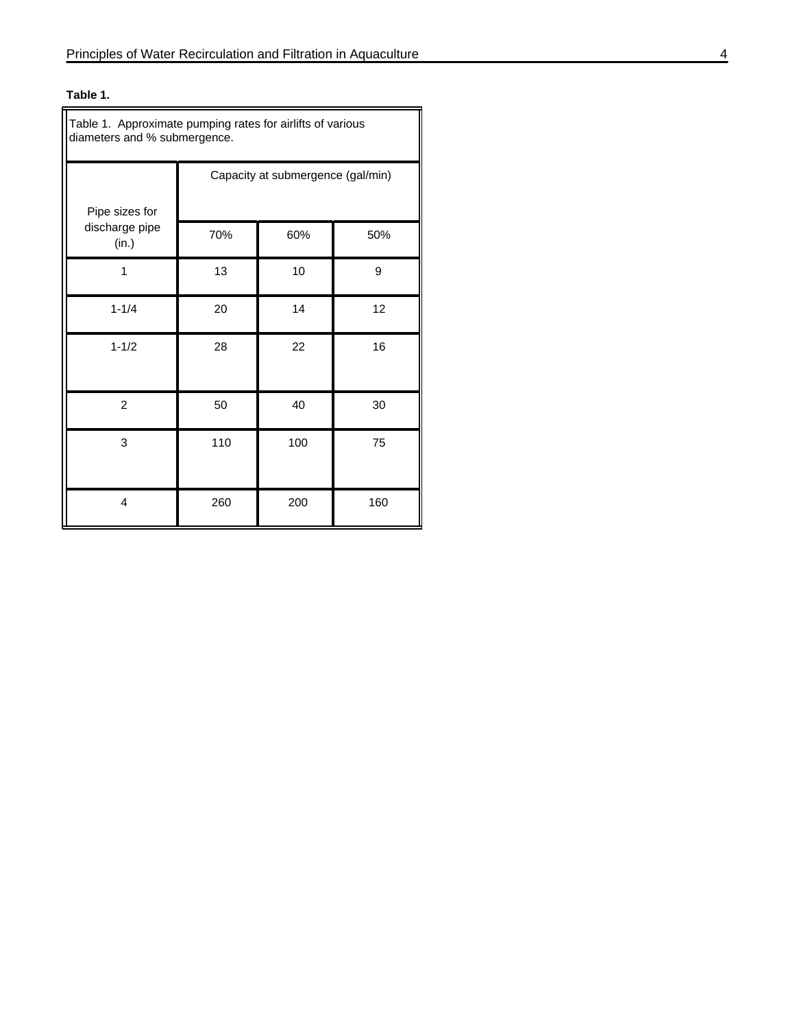**Table 1.**

Table 1. Approximate pumping rates for airlifts of various diameters and % submergence.

| Pipe sizes for discharge pipe (in.) | Capacity at submergence (gal/min) | | |
|---|---|---|---|
| | 70% | 60% | 50% |
| 1 | 13 | 10 | 9 |
| 1-1/4 | 20 | 14 | 12 |
| 1-1/2 | 28 | 22 | 16 |
| 2 | 50 | 40 | 30 |
| 3 | 110 | 100 | 75 |
| 4 | 260 | 200 | 160 |